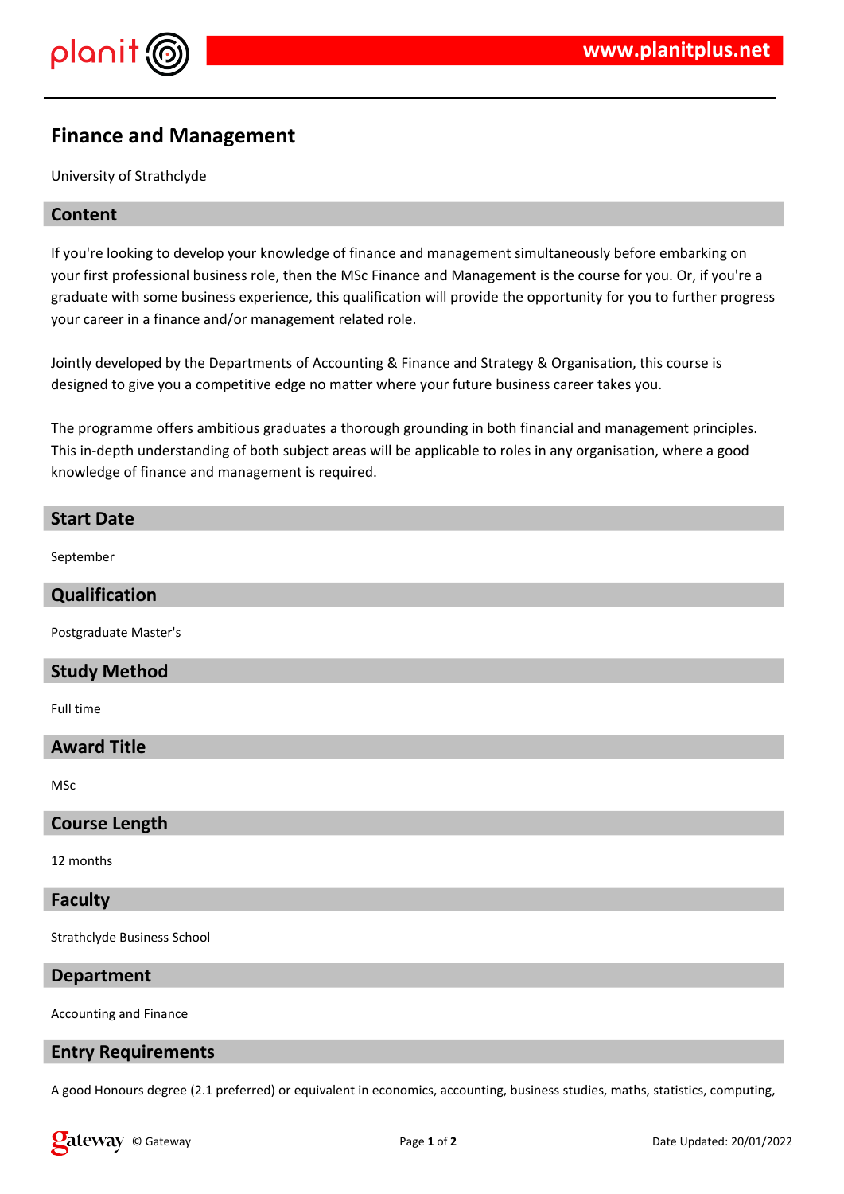# Finance and Management

University of Strathclyde

## Content

If you're looking to develop your knowledge of finance and management simultaneously before embarking on your first professional business role, then the MSc Finance and Management is the course for you. Or, if you're a graduate with some business experience, this qualification will provide the opportunity for you to further progress your career in a finance and/or management related role.

Jointly developed by the Departments of Accounting & Finance and Strategy & Organisation, this course is designed to give you a competitive edge no matter where your future business career takes you.

The programme offers ambitious graduates a thorough grounding in both financial and management principles. This in-depth understanding of both subject areas will be applicable to roles in any organisation, where a good knowledge of finance and management is required.

## Start Date

September

## Qualification

Postgraduate Master's

## Study Method

Full time

## Award Title

MSc

## Course Length

12 months

## Faculty

Strathclyde Business School

## Department

Accounting and Finance

## Entry Requirements

A good Honours degree (2.1 preferred) or equivalent in economics, accounting, business studies, maths, statistics, computing,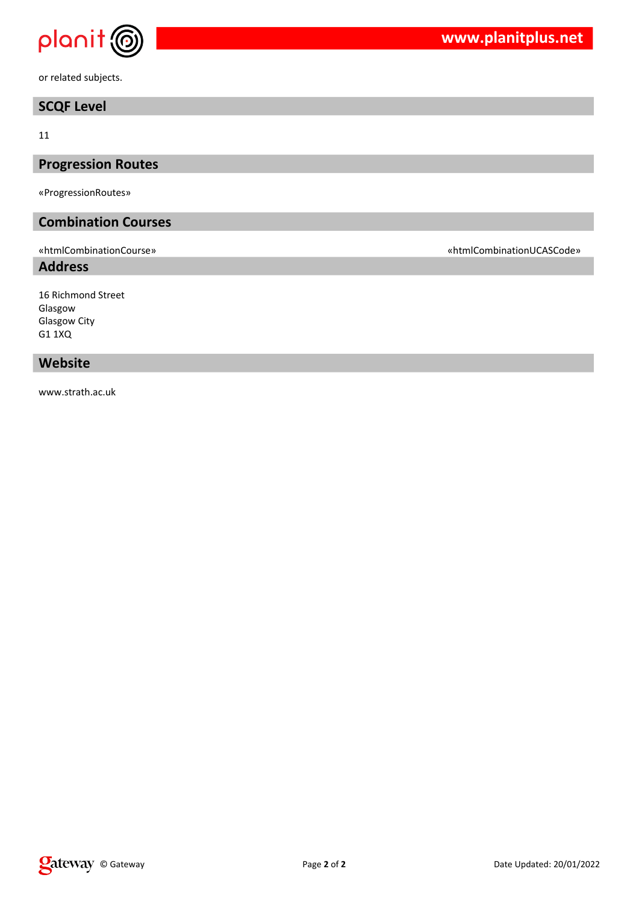or related subjects.

## SCQF Level

11

## Progression Routes

«ProgressionRoutes»

## Combination Courses

«htmlCombinationCourse» «htmlCombinationUCASCode»

## Address

16 Richmond Street
Glasgow
Glasgow City
G1 1XQ

## Website

www.strath.ac.uk